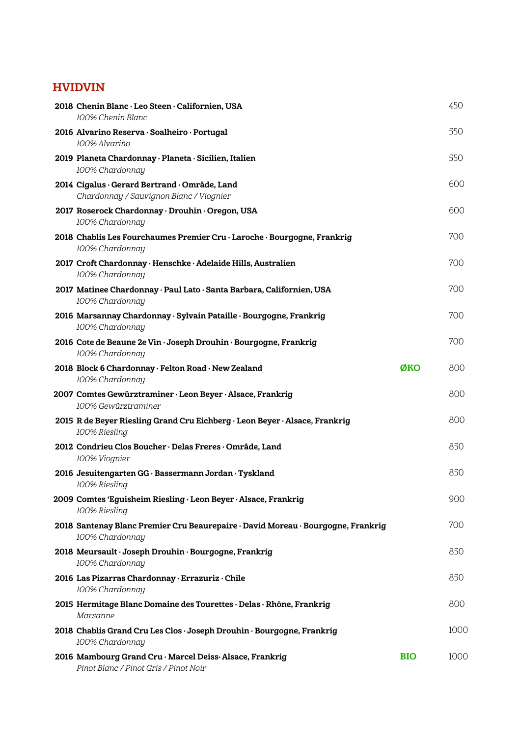## HVIDVIN

**2018 Chenin Blanc · Leo Steen · Californien, USA** 450
*100% Chenin Blanc*

**2016 Alvarino Reserva · Soalheiro · Portugal** 550
*100% Alvariño*

**2019 Planeta Chardonnay · Planeta · Sicilien, Italien** 550
*100% Chardonnay*

**2014 Cigalus · Gerard Bertrand · Område, Land** 600
*Chardonnay / Sauvignon Blanc / Viognier*

**2017 Roserock Chardonnay · Drouhin · Oregon, USA** 600
*100% Chardonnay*

**2018 Chablis Les Fourchaumes Premier Cru · Laroche · Bourgogne, Frankrig** 700
*100% Chardonnay*

**2017 Croft Chardonnay · Henschke · Adelaide Hills, Australien** 700
*100% Chardonnay*

**2017 Matinee Chardonnay · Paul Lato · Santa Barbara, Californien, USA** 700
*100% Chardonnay*

**2016 Marsannay Chardonnay · Sylvain Pataille · Bourgogne, Frankrig** 700
*100% Chardonnay*

**2016 Cote de Beaune 2e Vin · Joseph Drouhin · Bourgogne, Frankrig** 700
*100% Chardonnay*

**2018 Block 6 Chardonnay · Felton Road · New Zealand** **ØKO** 800
*100% Chardonnay*

**2007 Comtes Gewürztraminer · Leon Beyer · Alsace, Frankrig** 800
*100% Gewürztraminer*

**2015 R de Beyer Riesling Grand Cru Eichberg · Leon Beyer · Alsace, Frankrig** 800
*100% Riesling*

**2012 Condrieu Clos Boucher · Delas Freres · Område, Land** 850
*100% Viognier*

**2016 Jesuitengarten GG · Bassermann Jordan · Tyskland** 850
*100% Riesling*

**2009 Comtes 'Eguisheim Riesling · Leon Beyer · Alsace, Frankrig** 900
*100% Riesling*

**2018 Santenay Blanc Premier Cru Beaurepaire · David Moreau · Bourgogne, Frankrig** 700
*100% Chardonnay*

**2018 Meursault · Joseph Drouhin · Bourgogne, Frankrig** 850
*100% Chardonnay*

**2016 Las Pizarras Chardonnay · Errazuriz · Chile** 850
*100% Chardonnay*

**2015 Hermitage Blanc Domaine des Tourettes · Delas · Rhône, Frankrig** 800
*Marsanne*

**2018 Chablis Grand Cru Les Clos · Joseph Drouhin · Bourgogne, Frankrig** 1000
*100% Chardonnay*

**2016 Mambourg Grand Cru · Marcel Deiss· Alsace, Frankrig** **BIO** 1000
*Pinot Blanc / Pinot Gris / Pinot Noir*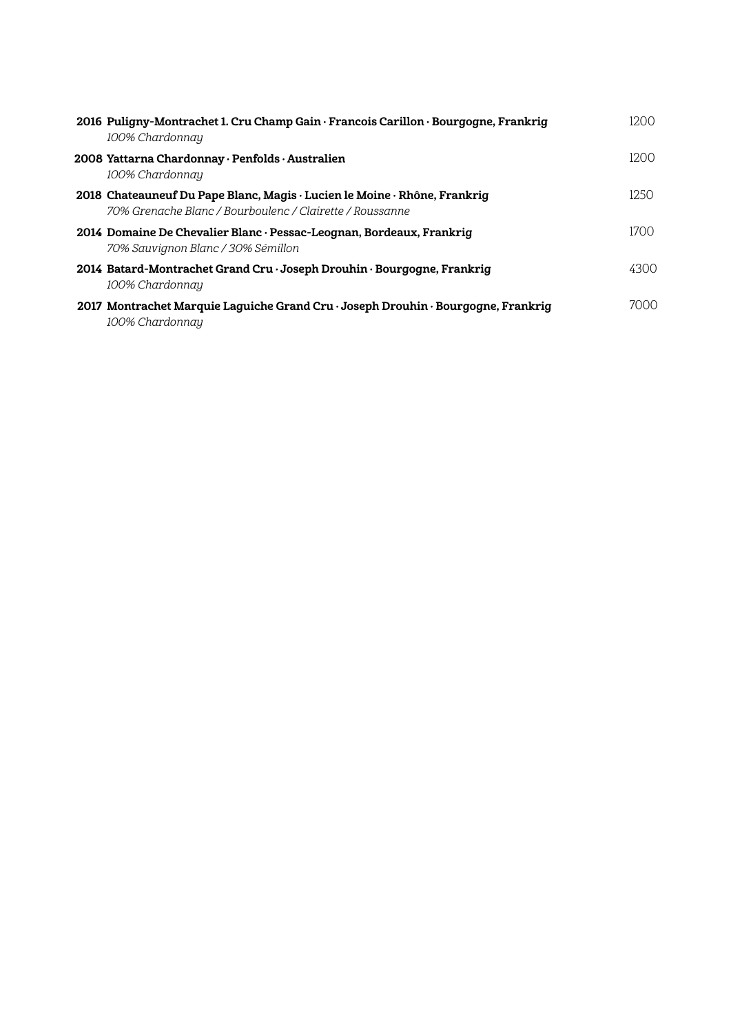**2016 Puligny-Montrachet 1. Cru Champ Gain · Francois Carillon · Bourgogne, Frankrig** 1200
*100% Chardonnay*

**2008 Yattarna Chardonnay · Penfolds · Australien** 1200
*100% Chardonnay*

**2018 Chateauneuf Du Pape Blanc, Magis · Lucien le Moine · Rhône, Frankrig** 1250
*70% Grenache Blanc / Bourboulenc / Clairette / Roussanne*

**2014 Domaine De Chevalier Blanc · Pessac-Leognan, Bordeaux, Frankrig** 1700
*70% Sauvignon Blanc / 30% Sémillon*

**2014 Batard-Montrachet Grand Cru · Joseph Drouhin · Bourgogne, Frankrig** 4300
*100% Chardonnay*

**2017 Montrachet Marquie Laguiche Grand Cru · Joseph Drouhin · Bourgogne, Frankrig** 7000
*100% Chardonnay*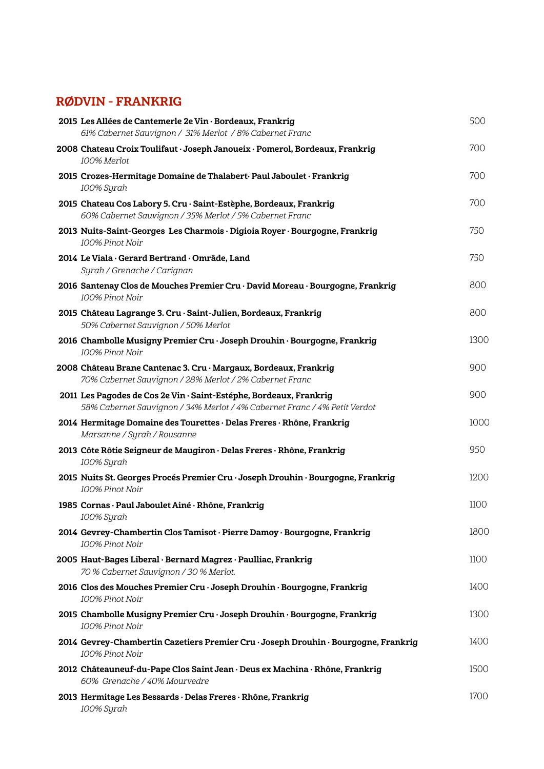## RØDVIN - FRANKRIG

**2015 Les Allées de Cantemerle 2e Vin · Bordeaux, Frankrig** 500
*61% Cabernet Sauvignon / 31% Merlot / 8% Cabernet Franc*

**2008 Chateau Croix Toulifaut · Joseph Janoueix · Pomerol, Bordeaux, Frankrig** 700
*100% Merlot*

**2015 Crozes-Hermitage Domaine de Thalabert· Paul Jaboulet · Frankrig** 700
*100% Syrah*

**2015 Chateau Cos Labory 5. Cru · Saint-Estèphe, Bordeaux, Frankrig** 700
*60% Cabernet Sauvignon / 35% Merlot / 5% Cabernet Franc*

**2013 Nuits-Saint-Georges Les Charmois · Digioia Royer · Bourgogne, Frankrig** 750
*100% Pinot Noir*

**2014 Le Viala · Gerard Bertrand · Område, Land** 750
*Syrah / Grenache / Carignan*

**2016 Santenay Clos de Mouches Premier Cru · David Moreau · Bourgogne, Frankrig** 800
*100% Pinot Noir*

**2015 Château Lagrange 3. Cru · Saint-Julien, Bordeaux, Frankrig** 800
*50% Cabernet Sauvignon / 50% Merlot*

**2016 Chambolle Musigny Premier Cru · Joseph Drouhin · Bourgogne, Frankrig** 1300
*100% Pinot Noir*

**2008 Château Brane Cantenac 3. Cru · Margaux, Bordeaux, Frankrig** 900
*70% Cabernet Sauvignon / 28% Merlot / 2% Cabernet Franc*

**2011 Les Pagodes de Cos 2e Vin · Saint-Estéphe, Bordeaux, Frankrig** 900
*58% Cabernet Sauvignon / 34% Merlot / 4% Cabernet Franc / 4% Petit Verdot*

**2014 Hermitage Domaine des Tourettes · Delas Freres · Rhône, Frankrig** 1000
*Marsanne / Syrah / Rousanne*

**2013 Côte Rôtie Seigneur de Maugiron · Delas Freres · Rhône, Frankrig** 950
*100% Syrah*

**2015 Nuits St. Georges Procés Premier Cru · Joseph Drouhin · Bourgogne, Frankrig** 1200
*100% Pinot Noir*

**1985 Cornas · Paul Jaboulet Ainé · Rhône, Frankrig** 1100
*100% Syrah*

**2014 Gevrey-Chambertin Clos Tamisot · Pierre Damoy · Bourgogne, Frankrig** 1800
*100% Pinot Noir*

**2005 Haut-Bages Liberal · Bernard Magrez · Paulliac, Frankrig** 1100
*70 % Cabernet Sauvignon / 30 % Merlot.*

**2016 Clos des Mouches Premier Cru · Joseph Drouhin · Bourgogne, Frankrig** 1400
*100% Pinot Noir*

**2015 Chambolle Musigny Premier Cru · Joseph Drouhin · Bourgogne, Frankrig** 1300
*100% Pinot Noir*

**2014 Gevrey-Chambertin Cazetiers Premier Cru · Joseph Drouhin · Bourgogne, Frankrig** 1400
*100% Pinot Noir*

**2012 Châteauneuf-du-Pape Clos Saint Jean · Deus ex Machina · Rhône, Frankrig** 1500
*60% Grenache / 40% Mourvedre*

**2013 Hermitage Les Bessards · Delas Freres · Rhône, Frankrig** 1700
*100% Syrah*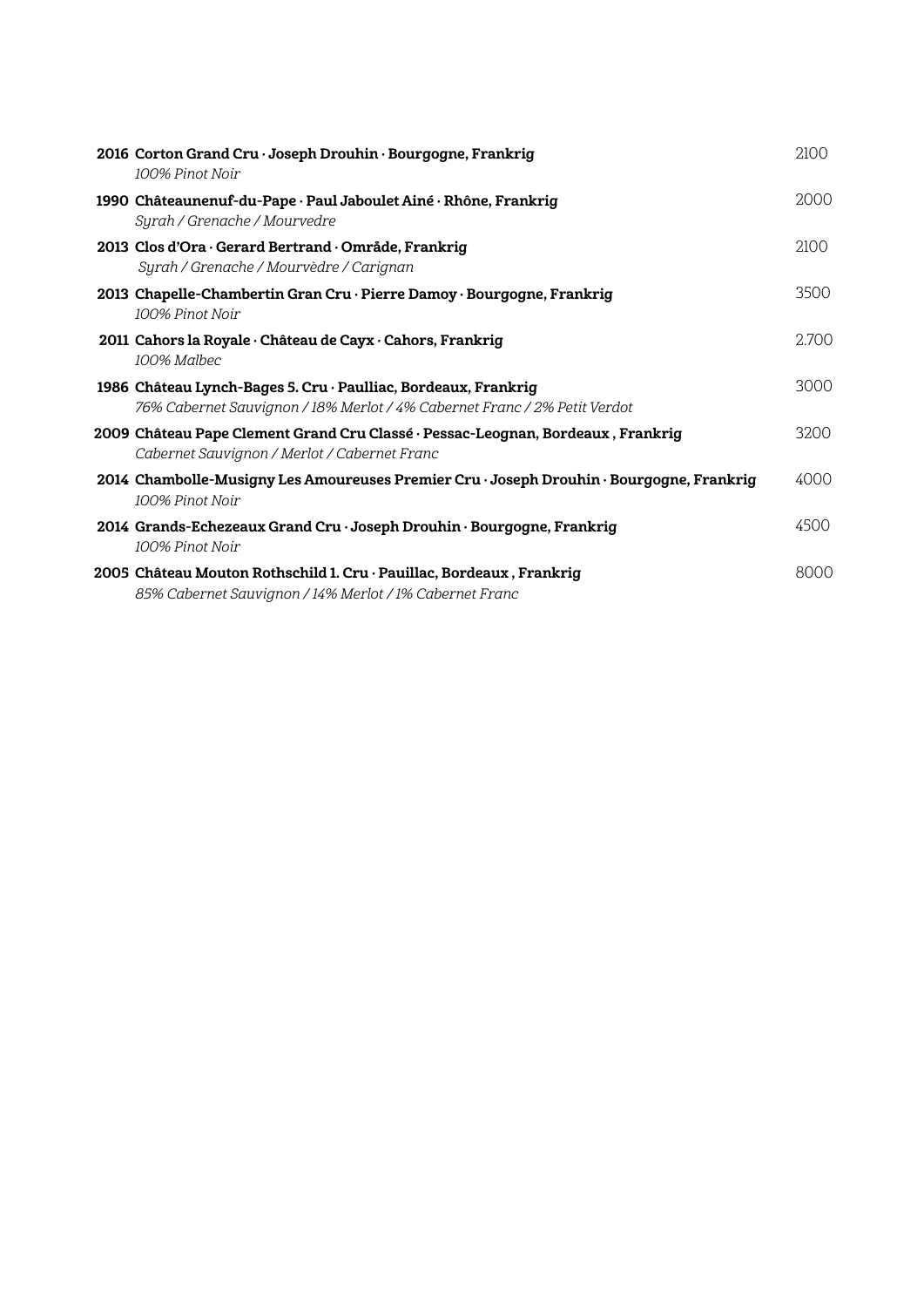**2016 Corton Grand Cru · Joseph Drouhin · Bourgogne, Frankrig** 2100
*100% Pinot Noir*

**1990 Châteaunenuf-du-Pape · Paul Jaboulet Ainé · Rhône, Frankrig** 2000
*Syrah / Grenache / Mourvedre*

**2013 Clos d'Ora · Gerard Bertrand · Område, Frankrig** 2100
*Syrah / Grenache / Mourvèdre / Carignan*

**2013 Chapelle-Chambertin Gran Cru · Pierre Damoy · Bourgogne, Frankrig** 3500
*100% Pinot Noir*

**2011 Cahors la Royale · Château de Cayx · Cahors, Frankrig** 2.700
*100% Malbec*

**1986 Château Lynch-Bages 5. Cru · Paulliac, Bordeaux, Frankrig** 3000
*76% Cabernet Sauvignon / 18% Merlot / 4% Cabernet Franc / 2% Petit Verdot*

**2009 Château Pape Clement Grand Cru Classé · Pessac-Leognan, Bordeaux , Frankrig** 3200
*Cabernet Sauvignon / Merlot / Cabernet Franc*

**2014 Chambolle-Musigny Les Amoureuses Premier Cru · Joseph Drouhin · Bourgogne, Frankrig** 4000
*100% Pinot Noir*

**2014 Grands-Echezeaux Grand Cru · Joseph Drouhin · Bourgogne, Frankrig** 4500
*100% Pinot Noir*

**2005 Château Mouton Rothschild 1. Cru · Pauillac, Bordeaux , Frankrig** 8000
*85% Cabernet Sauvignon / 14% Merlot / 1% Cabernet Franc*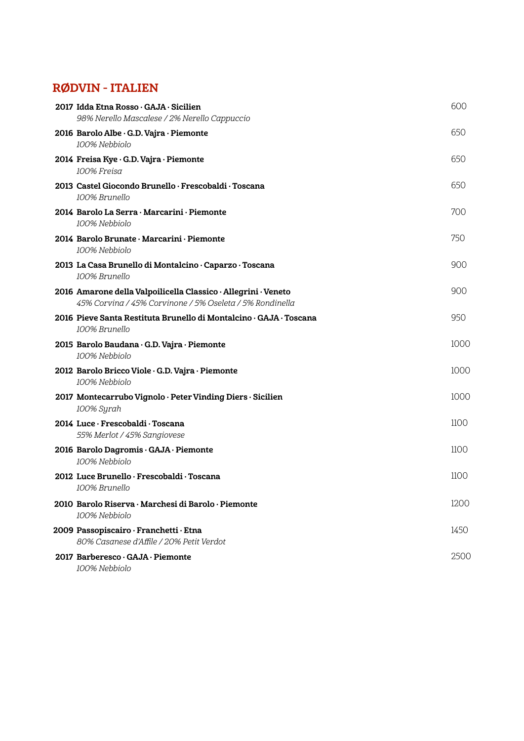## RØDVIN - ITALIEN

| | | |
|---|---|---|
| 2017 | **Idda Etna Rosso · GAJA · Sicilien**<br>*98% Nerello Mascalese / 2% Nerello Cappuccio* | 600 |
| 2016 | **Barolo Albe · G.D. Vajra · Piemonte**<br>*100% Nebbiolo* | 650 |
| 2014 | **Freisa Kye · G.D. Vajra · Piemonte**<br>*100% Freisa* | 650 |
| 2013 | **Castel Giocondo Brunello · Frescobaldi · Toscana**<br>*100% Brunello* | 650 |
| 2014 | **Barolo La Serra · Marcarini · Piemonte**<br>*100% Nebbiolo* | 700 |
| 2014 | **Barolo Brunate · Marcarini · Piemonte**<br>*100% Nebbiolo* | 750 |
| 2013 | **La Casa Brunello di Montalcino · Caparzo · Toscana**<br>*100% Brunello* | 900 |
| 2016 | **Amarone della Valpoilicella Classico · Allegrini · Veneto**<br>*45% Corvina / 45% Corvinone / 5% Oseleta / 5% Rondinella* | 900 |
| 2016 | **Pieve Santa Restituta Brunello di Montalcino · GAJA · Toscana**<br>*100% Brunello* | 950 |
| 2015 | **Barolo Baudana · G.D. Vajra · Piemonte**<br>*100% Nebbiolo* | 1000 |
| 2012 | **Barolo Bricco Viole · G.D. Vajra · Piemonte**<br>*100% Nebbiolo* | 1000 |
| 2017 | **Montecarrubo Vignolo · Peter Vinding Diers · Sicilien**<br>*100% Syrah* | 1000 |
| 2014 | **Luce · Frescobaldi · Toscana**<br>*55% Merlot / 45% Sangiovese* | 1100 |
| 2016 | **Barolo Dagromis · GAJA · Piemonte**<br>*100% Nebbiolo* | 1100 |
| 2012 | **Luce Brunello · Frescobaldi · Toscana**<br>*100% Brunello* | 1100 |
| 2010 | **Barolo Riserva · Marchesi di Barolo · Piemonte**<br>*100% Nebbiolo* | 1200 |
| 2009 | **Passopiscairo · Franchetti · Etna**<br>*80% Casanese d'Affile / 20% Petit Verdot* | 1450 |
| 2017 | **Barberesco · GAJA · Piemonte**<br>*100% Nebbiolo* | 2500 |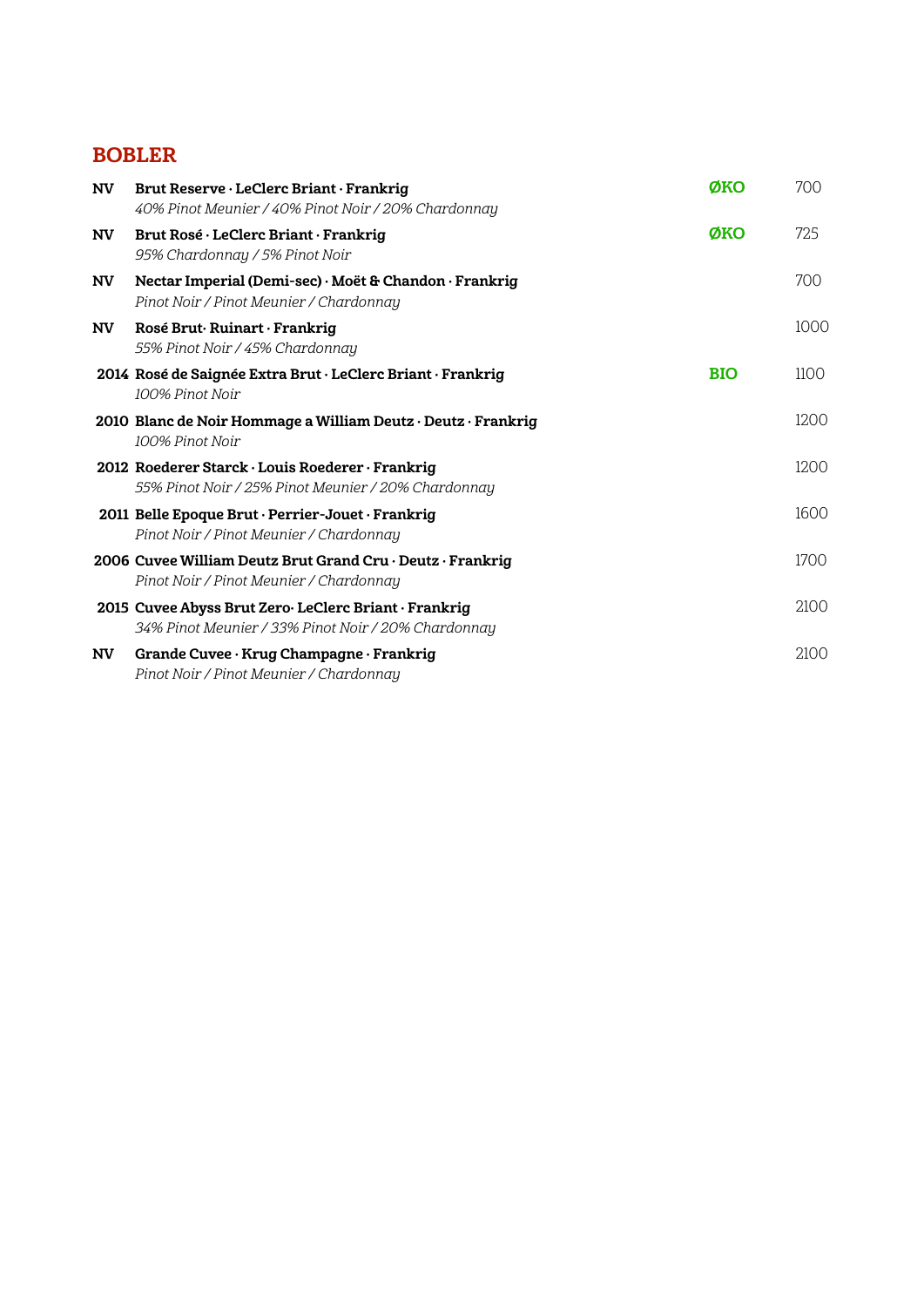## BOBLER

| | | | |
|---|---|---|---|
| NV | **Brut Reserve · LeClerc Briant · Frankrig**<br>*40% Pinot Meunier / 40% Pinot Noir / 20% Chardonnay* | ØKO | 700 |
| NV | **Brut Rosé · LeClerc Briant · Frankrig**<br>*95% Chardonnay / 5% Pinot Noir* | ØKO | 725 |
| NV | **Nectar Imperial (Demi-sec) · Moët & Chandon · Frankrig**<br>*Pinot Noir / Pinot Meunier / Chardonnay* | | 700 |
| NV | **Rosé Brut· Ruinart · Frankrig**<br>*55% Pinot Noir / 45% Chardonnay* | | 1000 |
| 2014 | **Rosé de Saignée Extra Brut · LeClerc Briant · Frankrig**<br>*100% Pinot Noir* | BIO | 1100 |
| 2010 | **Blanc de Noir Hommage a William Deutz · Deutz · Frankrig**<br>*100% Pinot Noir* | | 1200 |
| 2012 | **Roederer Starck · Louis Roederer · Frankrig**<br>*55% Pinot Noir / 25% Pinot Meunier / 20% Chardonnay* | | 1200 |
| 2011 | **Belle Epoque Brut · Perrier-Jouet · Frankrig**<br>*Pinot Noir / Pinot Meunier / Chardonnay* | | 1600 |
| 2006 | **Cuvee William Deutz Brut Grand Cru · Deutz · Frankrig**<br>*Pinot Noir / Pinot Meunier / Chardonnay* | | 1700 |
| 2015 | **Cuvee Abyss Brut Zero· LeClerc Briant · Frankrig**<br>*34% Pinot Meunier / 33% Pinot Noir / 20% Chardonnay* | | 2100 |
| NV | **Grande Cuvee · Krug Champagne · Frankrig**<br>*Pinot Noir / Pinot Meunier / Chardonnay* | | 2100 |